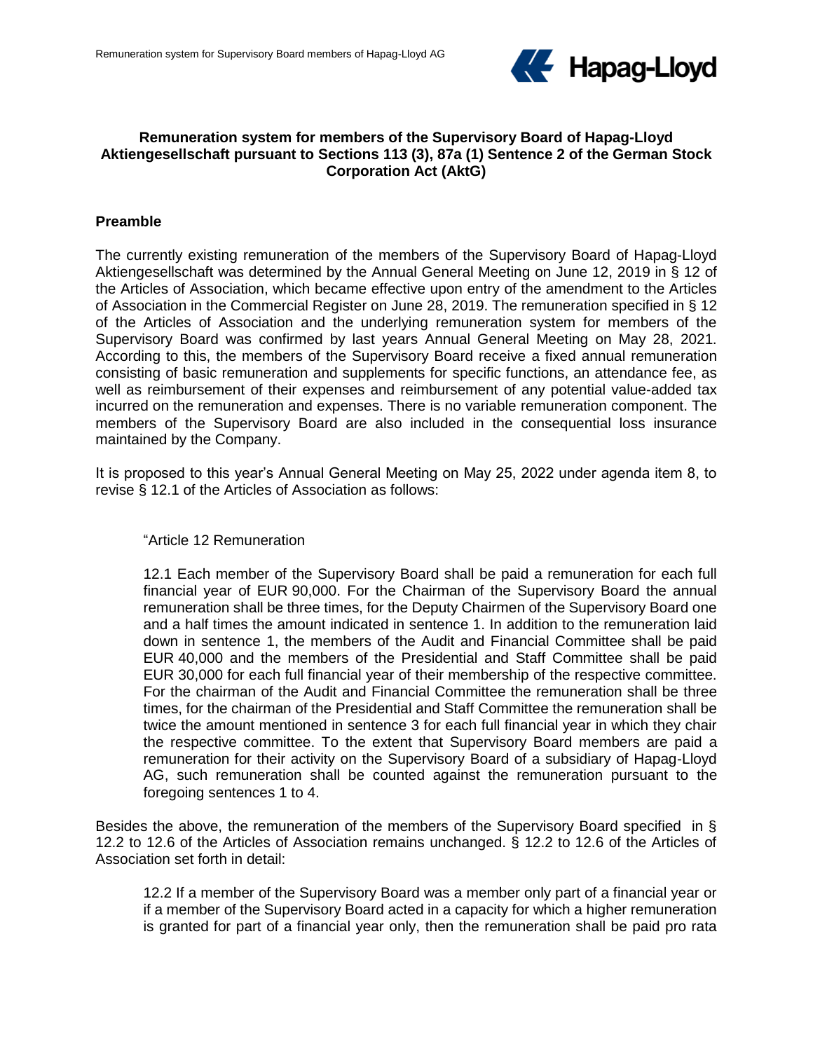# Remuneration system for members of the Supervisory Board of Hapag-Lloyd Aktiengesellschaft pursuant to Sections 113 (3), 87a (1) Sentence 2 of the German Stock Corporation Act (AktG)

## Preamble

The currently existing remuneration of the members of the Supervisory Board of Hapag-Lloyd Aktiengesellschaft was determined by the Annual General Meeting on June 12, 2019 in § 12 of the Articles of Association, which became effective upon entry of the amendment to the Articles of Association in the Commercial Register on June 28, 2019. The remuneration specified in § 12 of the Articles of Association and the underlying remuneration system for members of the Supervisory Board was confirmed by last years Annual General Meeting on May 28, 2021. According to this, the members of the Supervisory Board receive a fixed annual remuneration consisting of basic remuneration and supplements for specific functions, an attendance fee, as well as reimbursement of their expenses and reimbursement of any potential value-added tax incurred on the remuneration and expenses. There is no variable remuneration component. The members of the Supervisory Board are also included in the consequential loss insurance maintained by the Company.

It is proposed to this year's Annual General Meeting on May 25, 2022 under agenda item 8, to revise § 12.1 of the Articles of Association as follows:

> "Article 12 Remuneration
>
> 12.1 Each member of the Supervisory Board shall be paid a remuneration for each full financial year of EUR 90,000. For the Chairman of the Supervisory Board the annual remuneration shall be three times, for the Deputy Chairmen of the Supervisory Board one and a half times the amount indicated in sentence 1. In addition to the remuneration laid down in sentence 1, the members of the Audit and Financial Committee shall be paid EUR 40,000 and the members of the Presidential and Staff Committee shall be paid EUR 30,000 for each full financial year of their membership of the respective committee. For the chairman of the Audit and Financial Committee the remuneration shall be three times, for the chairman of the Presidential and Staff Committee the remuneration shall be twice the amount mentioned in sentence 3 for each full financial year in which they chair the respective committee. To the extent that Supervisory Board members are paid a remuneration for their activity on the Supervisory Board of a subsidiary of Hapag-Lloyd AG, such remuneration shall be counted against the remuneration pursuant to the foregoing sentences 1 to 4.

Besides the above, the remuneration of the members of the Supervisory Board specified in § 12.2 to 12.6 of the Articles of Association remains unchanged. § 12.2 to 12.6 of the Articles of Association set forth in detail:

> 12.2 If a member of the Supervisory Board was a member only part of a financial year or if a member of the Supervisory Board acted in a capacity for which a higher remuneration is granted for part of a financial year only, then the remuneration shall be paid pro rata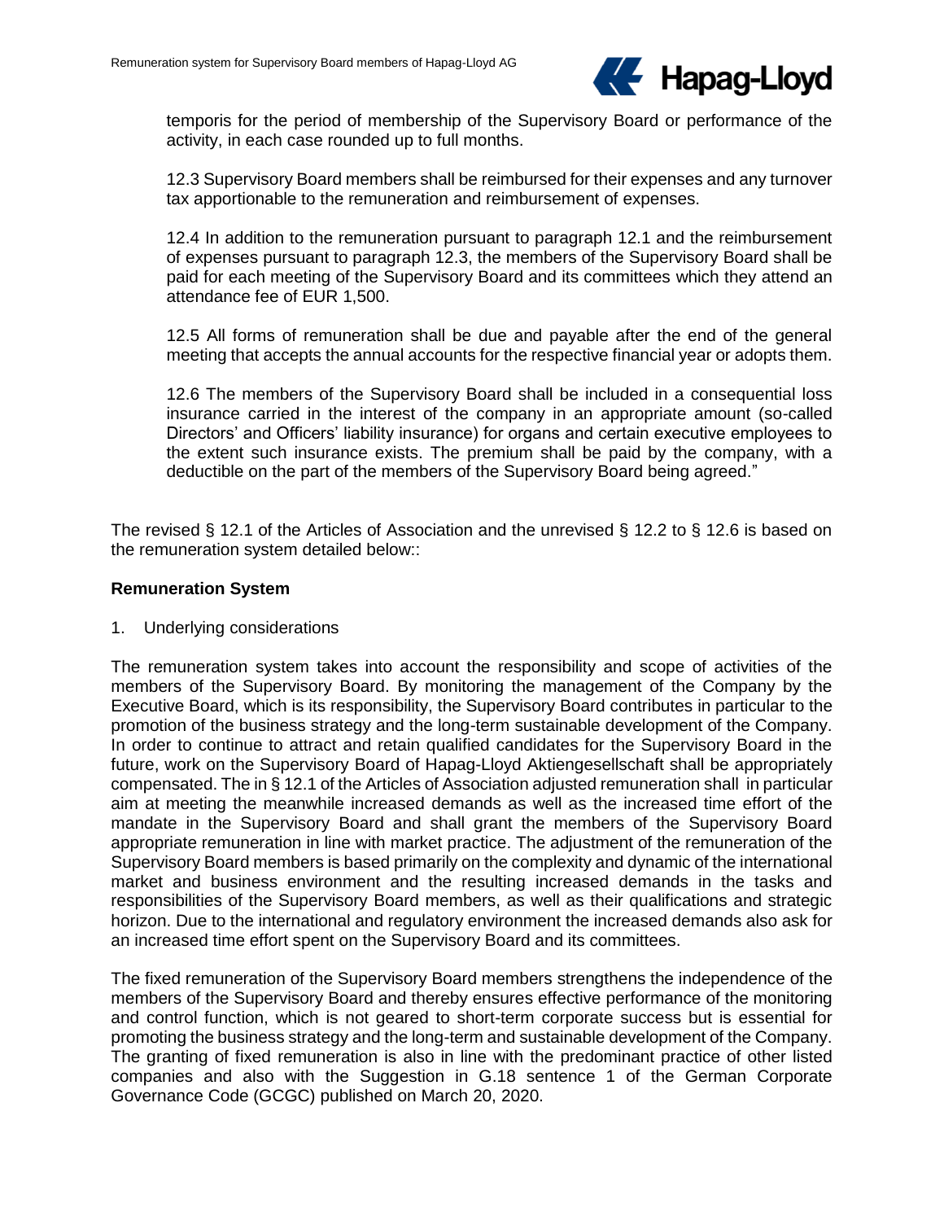temporis for the period of membership of the Supervisory Board or performance of the activity, in each case rounded up to full months.

12.3 Supervisory Board members shall be reimbursed for their expenses and any turnover tax apportionable to the remuneration and reimbursement of expenses.

12.4 In addition to the remuneration pursuant to paragraph 12.1 and the reimbursement of expenses pursuant to paragraph 12.3, the members of the Supervisory Board shall be paid for each meeting of the Supervisory Board and its committees which they attend an attendance fee of EUR 1,500.

12.5 All forms of remuneration shall be due and payable after the end of the general meeting that accepts the annual accounts for the respective financial year or adopts them.

12.6 The members of the Supervisory Board shall be included in a consequential loss insurance carried in the interest of the company in an appropriate amount (so-called Directors' and Officers' liability insurance) for organs and certain executive employees to the extent such insurance exists. The premium shall be paid by the company, with a deductible on the part of the members of the Supervisory Board being agreed."

The revised § 12.1 of the Articles of Association and the unrevised § 12.2 to § 12.6 is based on the remuneration system detailed below::

**Remuneration System**

1. Underlying considerations

The remuneration system takes into account the responsibility and scope of activities of the members of the Supervisory Board. By monitoring the management of the Company by the Executive Board, which is its responsibility, the Supervisory Board contributes in particular to the promotion of the business strategy and the long-term sustainable development of the Company. In order to continue to attract and retain qualified candidates for the Supervisory Board in the future, work on the Supervisory Board of Hapag-Lloyd Aktiengesellschaft shall be appropriately compensated. The in § 12.1 of the Articles of Association adjusted remuneration shall in particular aim at meeting the meanwhile increased demands as well as the increased time effort of the mandate in the Supervisory Board and shall grant the members of the Supervisory Board appropriate remuneration in line with market practice. The adjustment of the remuneration of the Supervisory Board members is based primarily on the complexity and dynamic of the international market and business environment and the resulting increased demands in the tasks and responsibilities of the Supervisory Board members, as well as their qualifications and strategic horizon. Due to the international and regulatory environment the increased demands also ask for an increased time effort spent on the Supervisory Board and its committees.

The fixed remuneration of the Supervisory Board members strengthens the independence of the members of the Supervisory Board and thereby ensures effective performance of the monitoring and control function, which is not geared to short-term corporate success but is essential for promoting the business strategy and the long-term and sustainable development of the Company. The granting of fixed remuneration is also in line with the predominant practice of other listed companies and also with the Suggestion in G.18 sentence 1 of the German Corporate Governance Code (GCGC) published on March 20, 2020.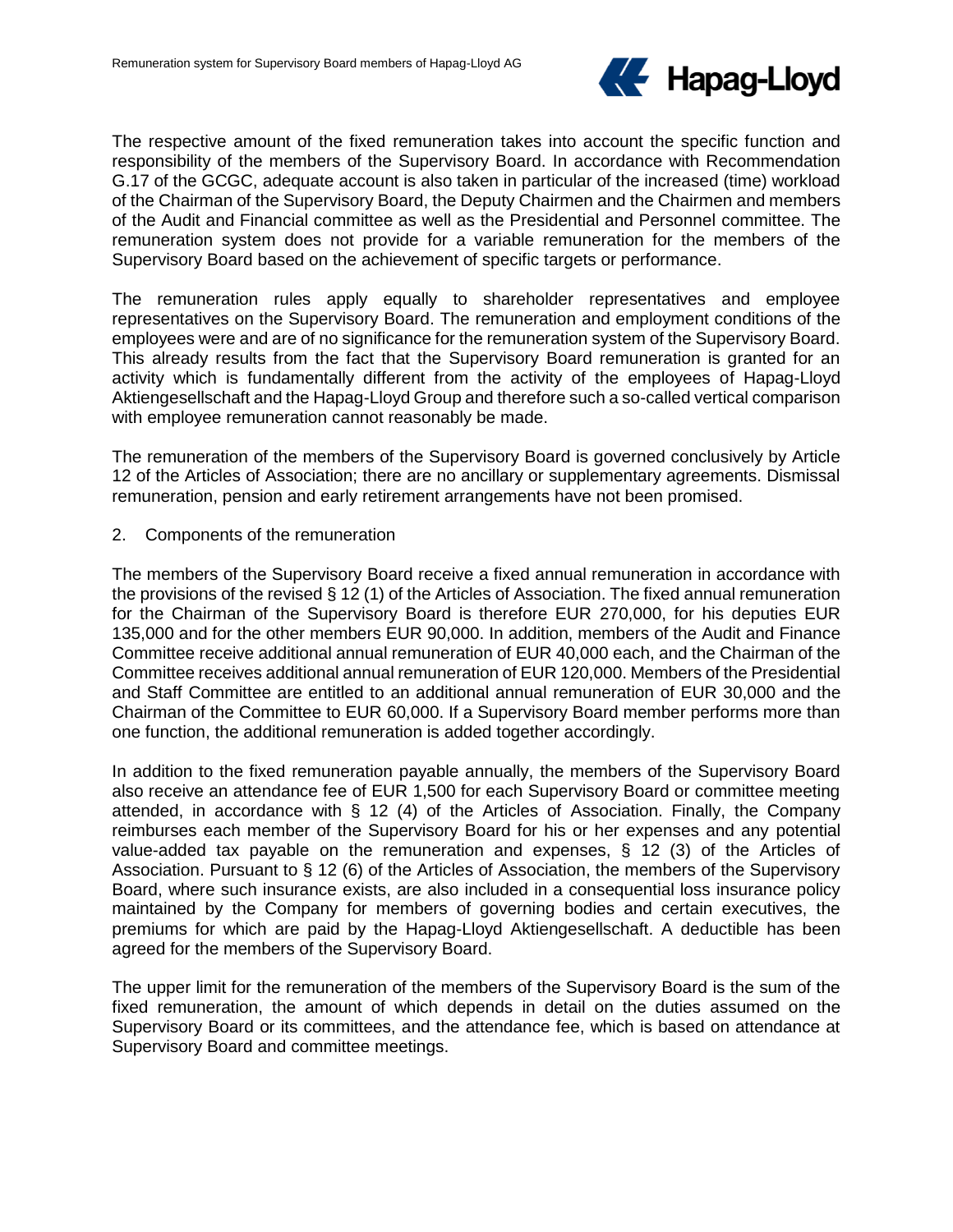The respective amount of the fixed remuneration takes into account the specific function and responsibility of the members of the Supervisory Board. In accordance with Recommendation G.17 of the GCGC, adequate account is also taken in particular of the increased (time) workload of the Chairman of the Supervisory Board, the Deputy Chairmen and the Chairmen and members of the Audit and Financial committee as well as the Presidential and Personnel committee. The remuneration system does not provide for a variable remuneration for the members of the Supervisory Board based on the achievement of specific targets or performance.

The remuneration rules apply equally to shareholder representatives and employee representatives on the Supervisory Board. The remuneration and employment conditions of the employees were and are of no significance for the remuneration system of the Supervisory Board. This already results from the fact that the Supervisory Board remuneration is granted for an activity which is fundamentally different from the activity of the employees of Hapag-Lloyd Aktiengesellschaft and the Hapag-Lloyd Group and therefore such a so-called vertical comparison with employee remuneration cannot reasonably be made.

The remuneration of the members of the Supervisory Board is governed conclusively by Article 12 of the Articles of Association; there are no ancillary or supplementary agreements. Dismissal remuneration, pension and early retirement arrangements have not been promised.

2. Components of the remuneration

The members of the Supervisory Board receive a fixed annual remuneration in accordance with the provisions of the revised § 12 (1) of the Articles of Association. The fixed annual remuneration for the Chairman of the Supervisory Board is therefore EUR 270,000, for his deputies EUR 135,000 and for the other members EUR 90,000. In addition, members of the Audit and Finance Committee receive additional annual remuneration of EUR 40,000 each, and the Chairman of the Committee receives additional annual remuneration of EUR 120,000. Members of the Presidential and Staff Committee are entitled to an additional annual remuneration of EUR 30,000 and the Chairman of the Committee to EUR 60,000. If a Supervisory Board member performs more than one function, the additional remuneration is added together accordingly.

In addition to the fixed remuneration payable annually, the members of the Supervisory Board also receive an attendance fee of EUR 1,500 for each Supervisory Board or committee meeting attended, in accordance with § 12 (4) of the Articles of Association. Finally, the Company reimburses each member of the Supervisory Board for his or her expenses and any potential value-added tax payable on the remuneration and expenses, § 12 (3) of the Articles of Association. Pursuant to § 12 (6) of the Articles of Association, the members of the Supervisory Board, where such insurance exists, are also included in a consequential loss insurance policy maintained by the Company for members of governing bodies and certain executives, the premiums for which are paid by the Hapag-Lloyd Aktiengesellschaft. A deductible has been agreed for the members of the Supervisory Board.

The upper limit for the remuneration of the members of the Supervisory Board is the sum of the fixed remuneration, the amount of which depends in detail on the duties assumed on the Supervisory Board or its committees, and the attendance fee, which is based on attendance at Supervisory Board and committee meetings.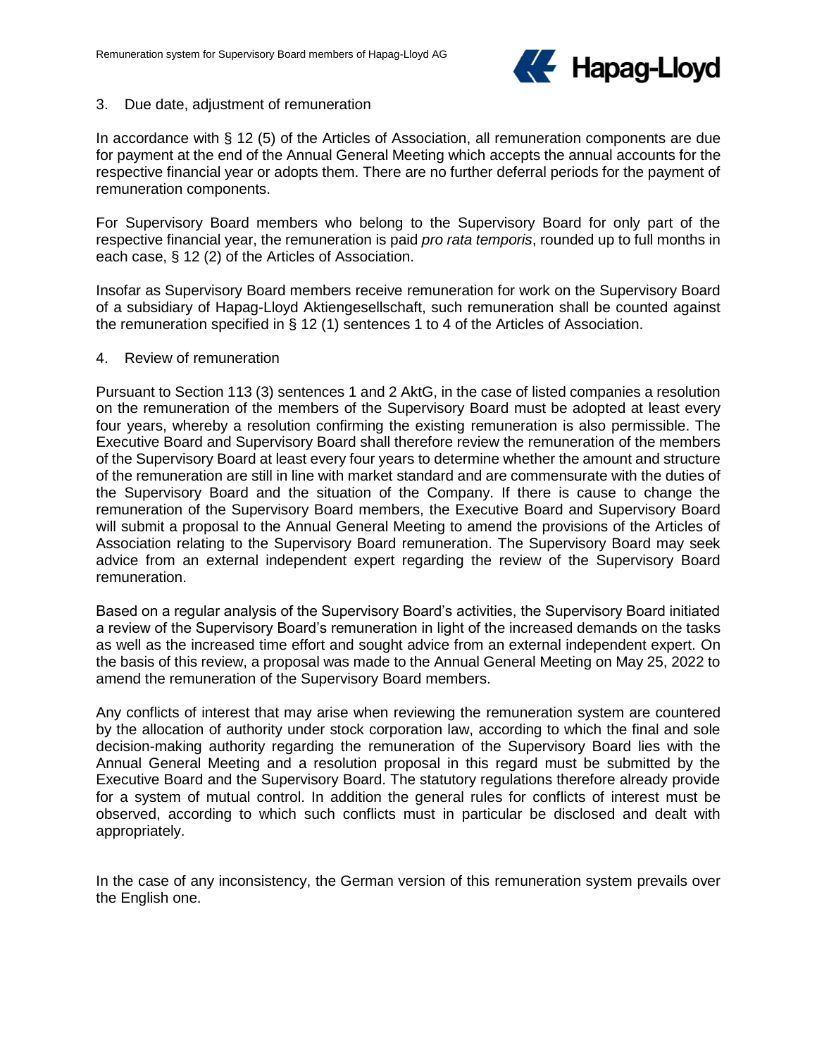## 3. Due date, adjustment of remuneration

In accordance with § 12 (5) of the Articles of Association, all remuneration components are due for payment at the end of the Annual General Meeting which accepts the annual accounts for the respective financial year or adopts them. There are no further deferral periods for the payment of remuneration components.

For Supervisory Board members who belong to the Supervisory Board for only part of the respective financial year, the remuneration is paid *pro rata temporis*, rounded up to full months in each case, § 12 (2) of the Articles of Association.

Insofar as Supervisory Board members receive remuneration for work on the Supervisory Board of a subsidiary of Hapag-Lloyd Aktiengesellschaft, such remuneration shall be counted against the remuneration specified in § 12 (1) sentences 1 to 4 of the Articles of Association.

## 4. Review of remuneration

Pursuant to Section 113 (3) sentences 1 and 2 AktG, in the case of listed companies a resolution on the remuneration of the members of the Supervisory Board must be adopted at least every four years, whereby a resolution confirming the existing remuneration is also permissible. The Executive Board and Supervisory Board shall therefore review the remuneration of the members of the Supervisory Board at least every four years to determine whether the amount and structure of the remuneration are still in line with market standard and are commensurate with the duties of the Supervisory Board and the situation of the Company. If there is cause to change the remuneration of the Supervisory Board members, the Executive Board and Supervisory Board will submit a proposal to the Annual General Meeting to amend the provisions of the Articles of Association relating to the Supervisory Board remuneration. The Supervisory Board may seek advice from an external independent expert regarding the review of the Supervisory Board remuneration.

Based on a regular analysis of the Supervisory Board's activities, the Supervisory Board initiated a review of the Supervisory Board's remuneration in light of the increased demands on the tasks as well as the increased time effort and sought advice from an external independent expert. On the basis of this review, a proposal was made to the Annual General Meeting on May 25, 2022 to amend the remuneration of the Supervisory Board members.

Any conflicts of interest that may arise when reviewing the remuneration system are countered by the allocation of authority under stock corporation law, according to which the final and sole decision-making authority regarding the remuneration of the Supervisory Board lies with the Annual General Meeting and a resolution proposal in this regard must be submitted by the Executive Board and the Supervisory Board. The statutory regulations therefore already provide for a system of mutual control. In addition the general rules for conflicts of interest must be observed, according to which such conflicts must in particular be disclosed and dealt with appropriately.

In the case of any inconsistency, the German version of this remuneration system prevails over the English one.